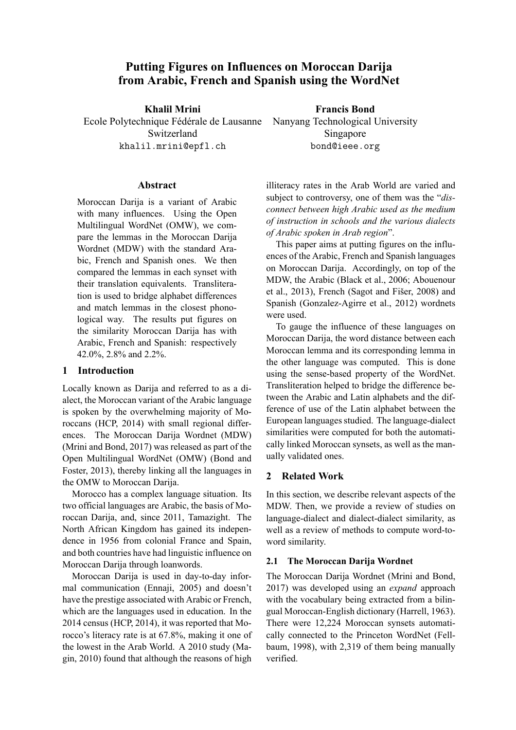# Putting Figures on Influences on Moroccan Darija from Arabic, French and Spanish using the WordNet

**Khalil Mrini**
Ecole Polytechnique Fédérale de Lausanne
Switzerland
khalil.mrini@epfl.ch

**Francis Bond**
Nanyang Technological University
Singapore
bond@ieee.org

## Abstract

Moroccan Darija is a variant of Arabic with many influences. Using the Open Multilingual WordNet (OMW), we compare the lemmas in the Moroccan Darija Wordnet (MDW) with the standard Arabic, French and Spanish ones. We then compared the lemmas in each synset with their translation equivalents. Transliteration is used to bridge alphabet differences and match lemmas in the closest phonological way. The results put figures on the similarity Moroccan Darija has with Arabic, French and Spanish: respectively 42.0%, 2.8% and 2.2%.

## 1 Introduction

Locally known as Darija and referred to as a dialect, the Moroccan variant of the Arabic language is spoken by the overwhelming majority of Moroccans (HCP, 2014) with small regional differences. The Moroccan Darija Wordnet (MDW) (Mrini and Bond, 2017) was released as part of the Open Multilingual WordNet (OMW) (Bond and Foster, 2013), thereby linking all the languages in the OMW to Moroccan Darija.

Morocco has a complex language situation. Its two official languages are Arabic, the basis of Moroccan Darija, and, since 2011, Tamazight. The North African Kingdom has gained its independence in 1956 from colonial France and Spain, and both countries have had linguistic influence on Moroccan Darija through loanwords.

Moroccan Darija is used in day-to-day informal communication (Ennaji, 2005) and doesn't have the prestige associated with Arabic or French, which are the languages used in education. In the 2014 census (HCP, 2014), it was reported that Morocco's literacy rate is at 67.8%, making it one of the lowest in the Arab World. A 2010 study (Magin, 2010) found that although the reasons of high illiteracy rates in the Arab World are varied and subject to controversy, one of them was the "*disconnect between high Arabic used as the medium of instruction in schools and the various dialects of Arabic spoken in Arab region*".

This paper aims at putting figures on the influences of the Arabic, French and Spanish languages on Moroccan Darija. Accordingly, on top of the MDW, the Arabic (Black et al., 2006; Abouenour et al., 2013), French (Sagot and Fišer, 2008) and Spanish (Gonzalez-Agirre et al., 2012) wordnets were used.

To gauge the influence of these languages on Moroccan Darija, the word distance between each Moroccan lemma and its corresponding lemma in the other language was computed. This is done using the sense-based property of the WordNet. Transliteration helped to bridge the difference between the Arabic and Latin alphabets and the difference of use of the Latin alphabet between the European languages studied. The language-dialect similarities were computed for both the automatically linked Moroccan synsets, as well as the manually validated ones.

## 2 Related Work

In this section, we describe relevant aspects of the MDW. Then, we provide a review of studies on language-dialect and dialect-dialect similarity, as well as a review of methods to compute word-to-word similarity.

### 2.1 The Moroccan Darija Wordnet

The Moroccan Darija Wordnet (Mrini and Bond, 2017) was developed using an *expand* approach with the vocabulary being extracted from a bilingual Moroccan-English dictionary (Harrell, 1963). There were 12,224 Moroccan synsets automatically connected to the Princeton WordNet (Fellbaum, 1998), with 2,319 of them being manually verified.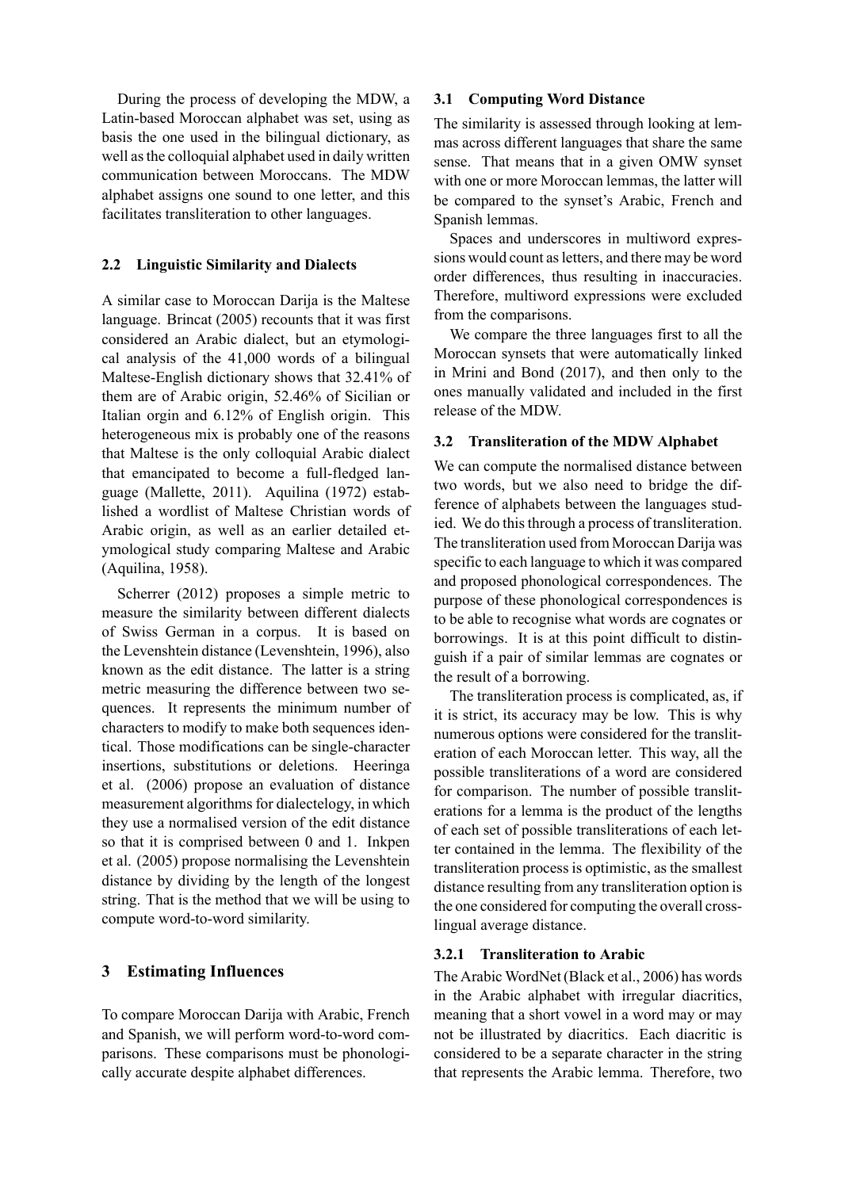During the process of developing the MDW, a Latin-based Moroccan alphabet was set, using as basis the one used in the bilingual dictionary, as well as the colloquial alphabet used in daily written communication between Moroccans. The MDW alphabet assigns one sound to one letter, and this facilitates transliteration to other languages.

### 2.2 Linguistic Similarity and Dialects

A similar case to Moroccan Darija is the Maltese language. Brincat (2005) recounts that it was first considered an Arabic dialect, but an etymological analysis of the 41,000 words of a bilingual Maltese-English dictionary shows that 32.41% of them are of Arabic origin, 52.46% of Sicilian or Italian orgin and 6.12% of English origin. This heterogeneous mix is probably one of the reasons that Maltese is the only colloquial Arabic dialect that emancipated to become a full-fledged language (Mallette, 2011). Aquilina (1972) established a wordlist of Maltese Christian words of Arabic origin, as well as an earlier detailed etymological study comparing Maltese and Arabic (Aquilina, 1958).

Scherrer (2012) proposes a simple metric to measure the similarity between different dialects of Swiss German in a corpus. It is based on the Levenshtein distance (Levenshtein, 1996), also known as the edit distance. The latter is a string metric measuring the difference between two sequences. It represents the minimum number of characters to modify to make both sequences identical. Those modifications can be single-character insertions, substitutions or deletions. Heeringa et al. (2006) propose an evaluation of distance measurement algorithms for dialectelogy, in which they use a normalised version of the edit distance so that it is comprised between 0 and 1. Inkpen et al. (2005) propose normalising the Levenshtein distance by dividing by the length of the longest string. That is the method that we will be using to compute word-to-word similarity.

## 3 Estimating Influences

To compare Moroccan Darija with Arabic, French and Spanish, we will perform word-to-word comparisons. These comparisons must be phonologically accurate despite alphabet differences.

### 3.1 Computing Word Distance

The similarity is assessed through looking at lemmas across different languages that share the same sense. That means that in a given OMW synset with one or more Moroccan lemmas, the latter will be compared to the synset's Arabic, French and Spanish lemmas.

Spaces and underscores in multiword expressions would count as letters, and there may be word order differences, thus resulting in inaccuracies. Therefore, multiword expressions were excluded from the comparisons.

We compare the three languages first to all the Moroccan synsets that were automatically linked in Mrini and Bond (2017), and then only to the ones manually validated and included in the first release of the MDW.

### 3.2 Transliteration of the MDW Alphabet

We can compute the normalised distance between two words, but we also need to bridge the difference of alphabets between the languages studied. We do this through a process of transliteration. The transliteration used from Moroccan Darija was specific to each language to which it was compared and proposed phonological correspondences. The purpose of these phonological correspondences is to be able to recognise what words are cognates or borrowings. It is at this point difficult to distinguish if a pair of similar lemmas are cognates or the result of a borrowing.

The transliteration process is complicated, as, if it is strict, its accuracy may be low. This is why numerous options were considered for the transliteration of each Moroccan letter. This way, all the possible transliterations of a word are considered for comparison. The number of possible transliterations for a lemma is the product of the lengths of each set of possible transliterations of each letter contained in the lemma. The flexibility of the transliteration process is optimistic, as the smallest distance resulting from any transliteration option is the one considered for computing the overall cross-lingual average distance.

#### 3.2.1 Transliteration to Arabic

The Arabic WordNet (Black et al., 2006) has words in the Arabic alphabet with irregular diacritics, meaning that a short vowel in a word may or may not be illustrated by diacritics. Each diacritic is considered to be a separate character in the string that represents the Arabic lemma. Therefore, two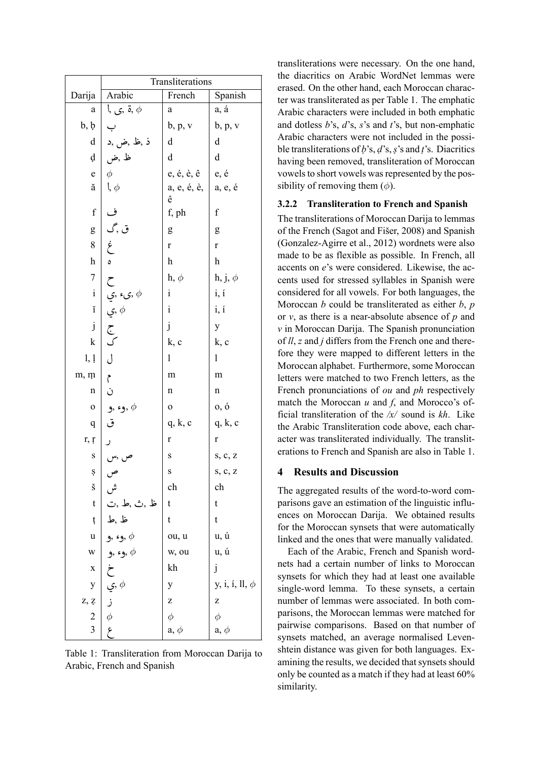| | Transliterations | | |
|---|---|---|---|
| Darija | Arabic | French | Spanish |
| a | ا, ى, ة, $\phi$ | a | a, á |
| b, ḅ | ب | b, p, v | b, p, v |
| d | د, ض, ظ, ذ | d | d |
| ḍ | ض, ظ | d | d |
| e | $\phi$ | e, é, è, ê | e, é |
| ă | ا, $\phi$ | a, e, é, è, ê | a, e, é |
| f | ف | f, ph | f |
| g | ق, گ | g | g |
| 8 | غ | r | r |
| h | ه | h | h |
| 7 | ح | h, $\phi$ | h, j, $\phi$ |
| i | ي, ىء, $\phi$ | i | i, í |
| ĭ | ي, $\phi$ | i | i, í |
| j | ج | j | y |
| k | ک | k, c | k, c |
| l, ḷ | ل | l | l |
| m, ṃ | م | m | m |
| n | ن | n | n |
| o | و, وء, $\phi$ | o | o, ó |
| q | ق | q, k, c | q, k, c |
| r, ṛ | ر | r | r |
| s | س, ص | s | s, c, z |
| ṣ | ص | s | s, c, z |
| š | ش | ch | ch |
| t | ت, ط, ث, ظ | t | t |
| ṭ | ط, ظ | t | t |
| u | و, وء, $\phi$ | ou, u | u, ú |
| w | و, وء, $\phi$ | w, ou | u, ú |
| x | خ | kh | j |
| y | ي, $\phi$ | y | y, i, í, ll, $\phi$ |
| z, ẓ | ز | z | z |
| 2 | $\phi$ | $\phi$ | $\phi$ |
| 3 | ع | a, $\phi$ | a, $\phi$ |

Table 1: Transliteration from Moroccan Darija to Arabic, French and Spanish

transliterations were necessary. On the one hand, the diacritics on Arabic WordNet lemmas were erased. On the other hand, each Moroccan character was transliterated as per Table 1. The emphatic Arabic characters were included in both emphatic and dotless *b*'s, *d*'s, *s*'s and *t*'s, but non-emphatic Arabic characters were not included in the possible transliterations of *ḅ*'s, *ḍ*'s, *ṣ*'s and *ṭ*'s. Diacritics having been removed, transliteration of Moroccan vowels to short vowels was represented by the possibility of removing them ($\phi$).

#### 3.2.2 Transliteration to French and Spanish

The transliterations of Moroccan Darija to lemmas of the French (Sagot and Fišer, 2008) and Spanish (Gonzalez-Agirre et al., 2012) wordnets were also made to be as flexible as possible. In French, all accents on *e*'s were considered. Likewise, the accents used for stressed syllables in Spanish were considered for all vowels. For both languages, the Moroccan *b* could be transliterated as either *b*, *p* or *v*, as there is a near-absolute absence of *p* and *v* in Moroccan Darija. The Spanish pronunciation of *ll*, *z* and *j* differs from the French one and therefore they were mapped to different letters in the Moroccan alphabet. Furthermore, some Moroccan letters were matched to two French letters, as the French pronunciations of *ou* and *ph* respectively match the Moroccan *u* and *f*, and Morocco's official transliteration of the */x/* sound is *kh*. Like the Arabic Transliteration code above, each character was transliterated individually. The transliterations to French and Spanish are also in Table 1.

## 4 Results and Discussion

The aggregated results of the word-to-word comparisons gave an estimation of the linguistic influences on Moroccan Darija. We obtained results for the Moroccan synsets that were automatically linked and the ones that were manually validated.

Each of the Arabic, French and Spanish wordnets had a certain number of links to Moroccan synsets for which they had at least one available single-word lemma. To these synsets, a certain number of lemmas were associated. In both comparisons, the Moroccan lemmas were matched for pairwise comparisons. Based on that number of synsets matched, an average normalised Levenshtein distance was given for both languages. Examining the results, we decided that synsets should only be counted as a match if they had at least 60% similarity.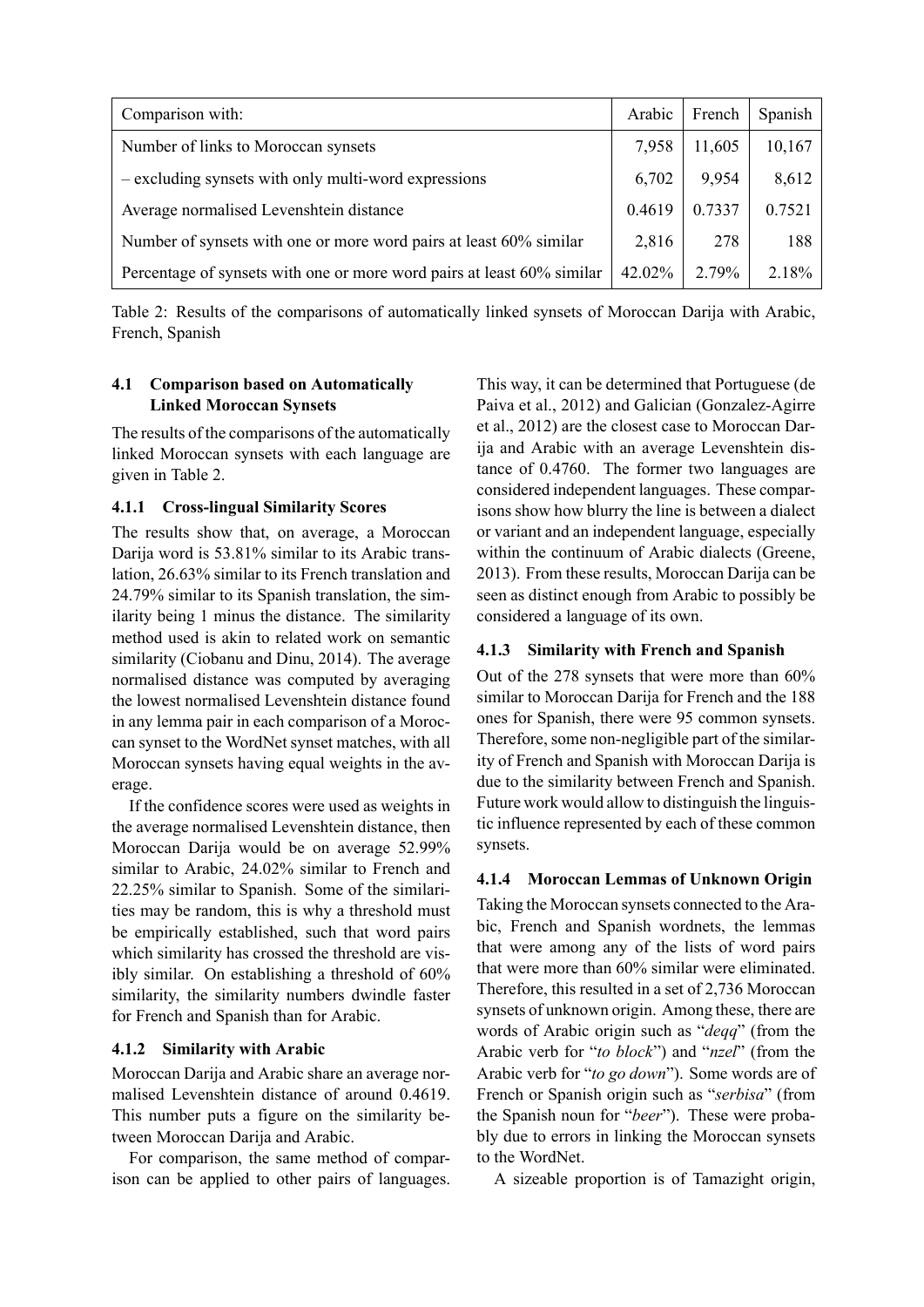| Comparison with: | Arabic | French | Spanish |
|---|---|---|---|
| Number of links to Moroccan synsets | 7,958 | 11,605 | 10,167 |
| – excluding synsets with only multi-word expressions | 6,702 | 9,954 | 8,612 |
| Average normalised Levenshtein distance | 0.4619 | 0.7337 | 0.7521 |
| Number of synsets with one or more word pairs at least 60% similar | 2,816 | 278 | 188 |
| Percentage of synsets with one or more word pairs at least 60% similar | 42.02% | 2.79% | 2.18% |

Table 2: Results of the comparisons of automatically linked synsets of Moroccan Darija with Arabic, French, Spanish

### 4.1 Comparison based on Automatically Linked Moroccan Synsets

The results of the comparisons of the automatically linked Moroccan synsets with each language are given in Table 2.

#### 4.1.1 Cross-lingual Similarity Scores

The results show that, on average, a Moroccan Darija word is 53.81% similar to its Arabic translation, 26.63% similar to its French translation and 24.79% similar to its Spanish translation, the similarity being 1 minus the distance. The similarity method used is akin to related work on semantic similarity (Ciobanu and Dinu, 2014). The average normalised distance was computed by averaging the lowest normalised Levenshtein distance found in any lemma pair in each comparison of a Moroccan synset to the WordNet synset matches, with all Moroccan synsets having equal weights in the average.

If the confidence scores were used as weights in the average normalised Levenshtein distance, then Moroccan Darija would be on average 52.99% similar to Arabic, 24.02% similar to French and 22.25% similar to Spanish. Some of the similarities may be random, this is why a threshold must be empirically established, such that word pairs which similarity has crossed the threshold are visibly similar. On establishing a threshold of 60% similarity, the similarity numbers dwindle faster for French and Spanish than for Arabic.

#### 4.1.2 Similarity with Arabic

Moroccan Darija and Arabic share an average normalised Levenshtein distance of around 0.4619. This number puts a figure on the similarity between Moroccan Darija and Arabic.

For comparison, the same method of comparison can be applied to other pairs of languages. This way, it can be determined that Portuguese (de Paiva et al., 2012) and Galician (Gonzalez-Agirre et al., 2012) are the closest case to Moroccan Darija and Arabic with an average Levenshtein distance of 0.4760. The former two languages are considered independent languages. These comparisons show how blurry the line is between a dialect or variant and an independent language, especially within the continuum of Arabic dialects (Greene, 2013). From these results, Moroccan Darija can be seen as distinct enough from Arabic to possibly be considered a language of its own.

#### 4.1.3 Similarity with French and Spanish

Out of the 278 synsets that were more than 60% similar to Moroccan Darija for French and the 188 ones for Spanish, there were 95 common synsets. Therefore, some non-negligible part of the similarity of French and Spanish with Moroccan Darija is due to the similarity between French and Spanish. Future work would allow to distinguish the linguistic influence represented by each of these common synsets.

#### 4.1.4 Moroccan Lemmas of Unknown Origin

Taking the Moroccan synsets connected to the Arabic, French and Spanish wordnets, the lemmas that were among any of the lists of word pairs that were more than 60% similar were eliminated. Therefore, this resulted in a set of 2,736 Moroccan synsets of unknown origin. Among these, there are words of Arabic origin such as "*deqq*" (from the Arabic verb for "*to block*") and "*nzel*" (from the Arabic verb for "*to go down*"). Some words are of French or Spanish origin such as "*serbisa*" (from the Spanish noun for "*beer*"). These were probably due to errors in linking the Moroccan synsets to the WordNet.

A sizeable proportion is of Tamazight origin,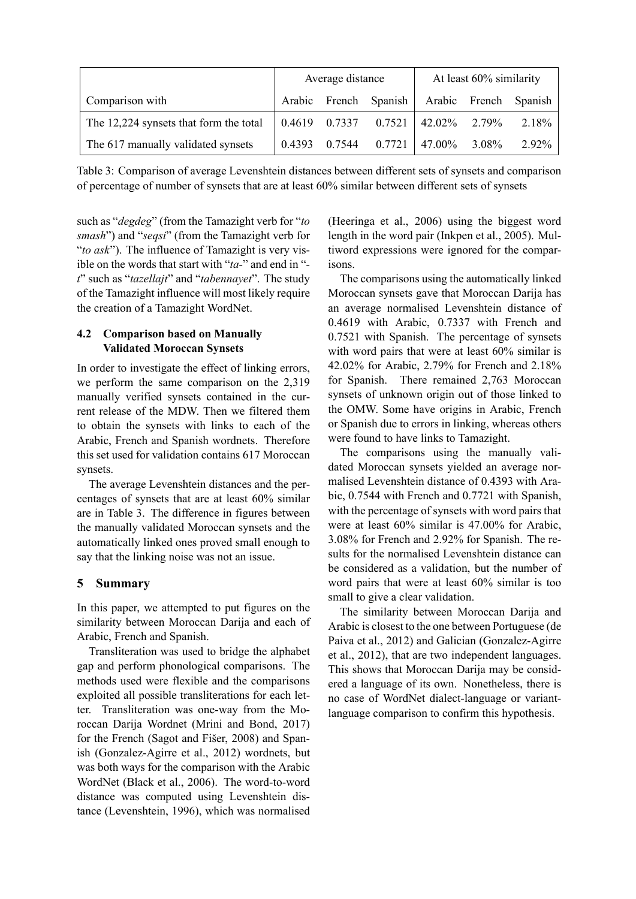| | Average distance | | | At least 60% similarity | | |
|---|---|---|---|---|---|---|
| Comparison with | Arabic | French | Spanish | Arabic | French | Spanish |
| The 12,224 synsets that form the total | 0.4619 | 0.7337 | 0.7521 | 42.02% | 2.79% | 2.18% |
| The 617 manually validated synsets | 0.4393 | 0.7544 | 0.7721 | 47.00% | 3.08% | 2.92% |

Table 3: Comparison of average Levenshtein distances between different sets of synsets and comparison of percentage of number of synsets that are at least 60% similar between different sets of synsets

such as "*degdeg*" (from the Tamazight verb for "*to smash*") and "*seqsi*" (from the Tamazight verb for "*to ask*"). The influence of Tamazight is very visible on the words that start with "*ta-*" and end in "*-t*" such as "*tazellajt*" and "*tabennayet*". The study of the Tamazight influence will most likely require the creation of a Tamazight WordNet.

### 4.2 Comparison based on Manually Validated Moroccan Synsets

In order to investigate the effect of linking errors, we perform the same comparison on the 2,319 manually verified synsets contained in the current release of the MDW. Then we filtered them to obtain the synsets with links to each of the Arabic, French and Spanish wordnets. Therefore this set used for validation contains 617 Moroccan synsets.

The average Levenshtein distances and the percentages of synsets that are at least 60% similar are in Table 3. The difference in figures between the manually validated Moroccan synsets and the automatically linked ones proved small enough to say that the linking noise was not an issue.

## 5 Summary

In this paper, we attempted to put figures on the similarity between Moroccan Darija and each of Arabic, French and Spanish.

Transliteration was used to bridge the alphabet gap and perform phonological comparisons. The methods used were flexible and the comparisons exploited all possible transliterations for each letter. Transliteration was one-way from the Moroccan Darija Wordnet (Mrini and Bond, 2017) for the French (Sagot and Fišer, 2008) and Spanish (Gonzalez-Agirre et al., 2012) wordnets, but was both ways for the comparison with the Arabic WordNet (Black et al., 2006). The word-to-word distance was computed using Levenshtein distance (Levenshtein, 1996), which was normalised (Heeringa et al., 2006) using the biggest word length in the word pair (Inkpen et al., 2005). Multiword expressions were ignored for the comparisons.

The comparisons using the automatically linked Moroccan synsets gave that Moroccan Darija has an average normalised Levenshtein distance of 0.4619 with Arabic, 0.7337 with French and 0.7521 with Spanish. The percentage of synsets with word pairs that were at least 60% similar is 42.02% for Arabic, 2.79% for French and 2.18% for Spanish. There remained 2,763 Moroccan synsets of unknown origin out of those linked to the OMW. Some have origins in Arabic, French or Spanish due to errors in linking, whereas others were found to have links to Tamazight.

The comparisons using the manually validated Moroccan synsets yielded an average normalised Levenshtein distance of 0.4393 with Arabic, 0.7544 with French and 0.7721 with Spanish, with the percentage of synsets with word pairs that were at least 60% similar is 47.00% for Arabic, 3.08% for French and 2.92% for Spanish. The results for the normalised Levenshtein distance can be considered as a validation, but the number of word pairs that were at least 60% similar is too small to give a clear validation.

The similarity between Moroccan Darija and Arabic is closest to the one between Portuguese (de Paiva et al., 2012) and Galician (Gonzalez-Agirre et al., 2012), that are two independent languages. This shows that Moroccan Darija may be considered a language of its own. Nonetheless, there is no case of WordNet dialect-language or variant-language comparison to confirm this hypothesis.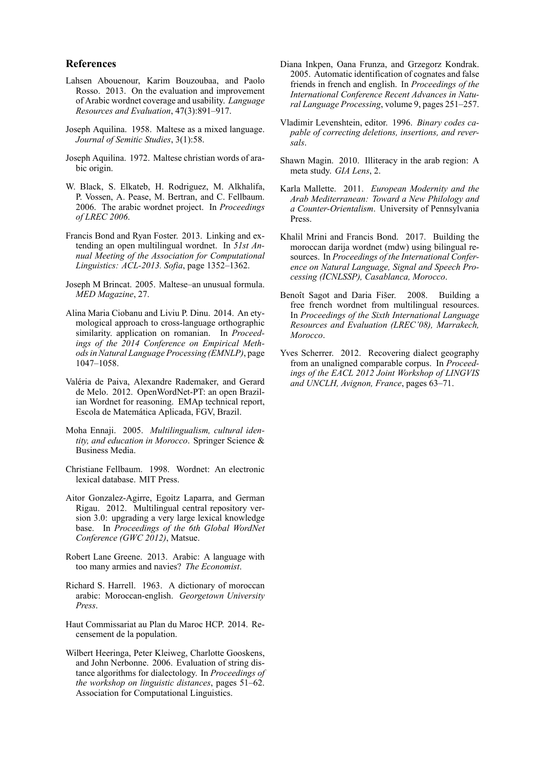## References

Lahsen Abouenour, Karim Bouzoubaa, and Paolo Rosso. 2013. On the evaluation and improvement of Arabic wordnet coverage and usability. *Language Resources and Evaluation*, 47(3):891–917.

Joseph Aquilina. 1958. Maltese as a mixed language. *Journal of Semitic Studies*, 3(1):58.

Joseph Aquilina. 1972. Maltese christian words of arabic origin.

W. Black, S. Elkateb, H. Rodriguez, M. Alkhalifa, P. Vossen, A. Pease, M. Bertran, and C. Fellbaum. 2006. The arabic wordnet project. In *Proceedings of LREC 2006*.

Francis Bond and Ryan Foster. 2013. Linking and extending an open multilingual wordnet. In *51st Annual Meeting of the Association for Computational Linguistics: ACL-2013. Sofia*, page 1352–1362.

Joseph M Brincat. 2005. Maltese–an unusual formula. *MED Magazine*, 27.

Alina Maria Ciobanu and Liviu P. Dinu. 2014. An etymological approach to cross-language orthographic similarity. application on romanian. In *Proceedings of the 2014 Conference on Empirical Methods in Natural Language Processing (EMNLP)*, page 1047–1058.

Valéria de Paiva, Alexandre Rademaker, and Gerard de Melo. 2012. OpenWordNet-PT: an open Brazilian Wordnet for reasoning. EMAp technical report, Escola de Matemática Aplicada, FGV, Brazil.

Moha Ennaji. 2005. *Multilingualism, cultural identity, and education in Morocco*. Springer Science & Business Media.

Christiane Fellbaum. 1998. Wordnet: An electronic lexical database. MIT Press.

Aitor Gonzalez-Agirre, Egoitz Laparra, and German Rigau. 2012. Multilingual central repository version 3.0: upgrading a very large lexical knowledge base. In *Proceedings of the 6th Global WordNet Conference (GWC 2012)*, Matsue.

Robert Lane Greene. 2013. Arabic: A language with too many armies and navies? *The Economist*.

Richard S. Harrell. 1963. A dictionary of moroccan arabic: Moroccan-english. *Georgetown University Press*.

Haut Commissariat au Plan du Maroc HCP. 2014. Recensement de la population.

Wilbert Heeringa, Peter Kleiweg, Charlotte Gooskens, and John Nerbonne. 2006. Evaluation of string distance algorithms for dialectology. In *Proceedings of the workshop on linguistic distances*, pages 51–62. Association for Computational Linguistics.

Diana Inkpen, Oana Frunza, and Grzegorz Kondrak. 2005. Automatic identification of cognates and false friends in french and english. In *Proceedings of the International Conference Recent Advances in Natural Language Processing*, volume 9, pages 251–257.

Vladimir Levenshtein, editor. 1996. *Binary codes capable of correcting deletions, insertions, and reversals*.

Shawn Magin. 2010. Illiteracy in the arab region: A meta study. *GIA Lens*, 2.

Karla Mallette. 2011. *European Modernity and the Arab Mediterranean: Toward a New Philology and a Counter-Orientalism*. University of Pennsylvania Press.

Khalil Mrini and Francis Bond. 2017. Building the moroccan darija wordnet (mdw) using bilingual resources. In *Proceedings of the International Conference on Natural Language, Signal and Speech Processing (ICNLSSP), Casablanca, Morocco*.

Benoît Sagot and Daria Fišer. 2008. Building a free french wordnet from multilingual resources. In *Proceedings of the Sixth International Language Resources and Evaluation (LREC'08), Marrakech, Morocco*.

Yves Scherrer. 2012. Recovering dialect geography from an unaligned comparable corpus. In *Proceedings of the EACL 2012 Joint Workshop of LINGVIS and UNCLH, Avignon, France*, pages 63–71.